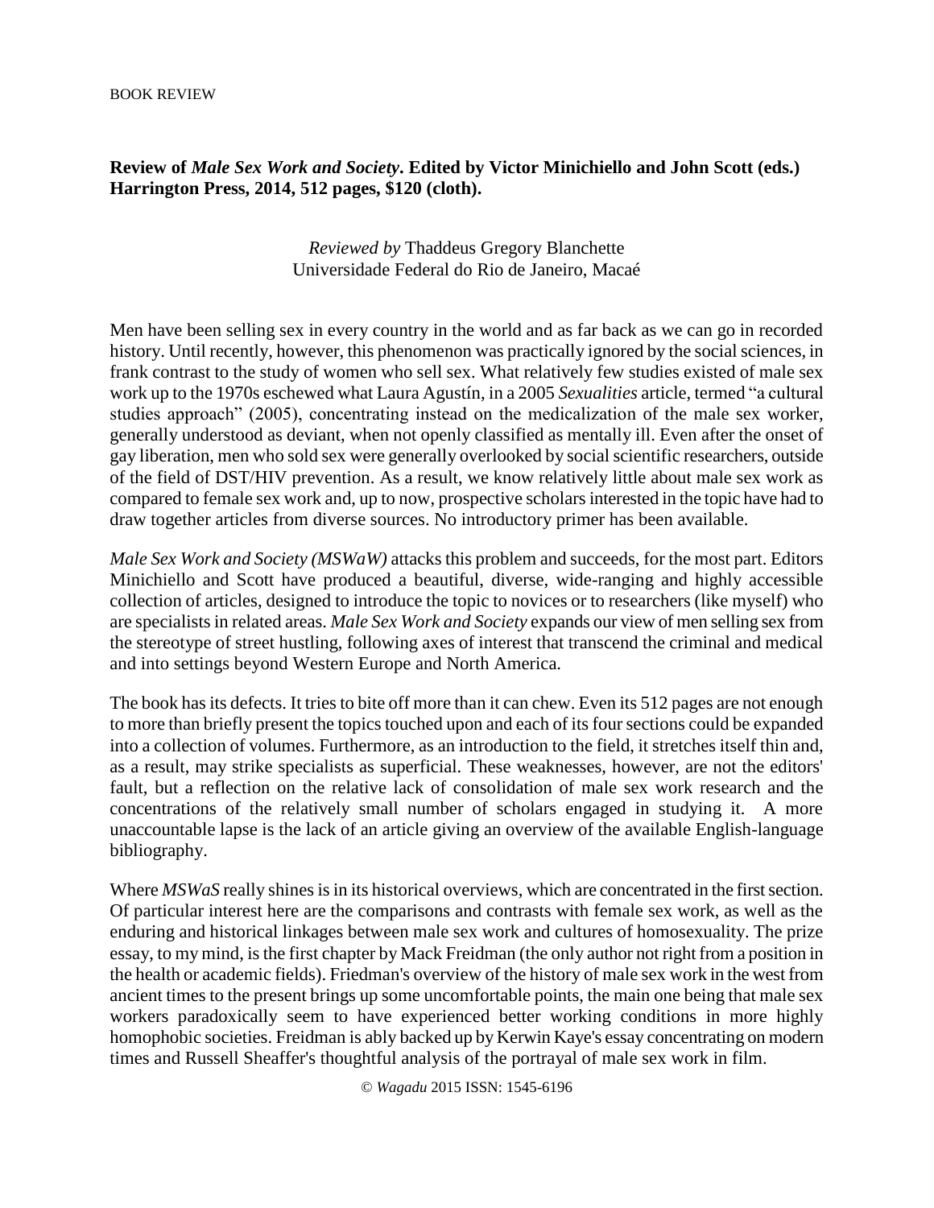BOOK REVIEW

**Review of *Male Sex Work and Society*. Edited by Victor Minichiello and John Scott (eds.) Harrington Press, 2014, 512 pages, $120 (cloth).**

*Reviewed by* Thaddeus Gregory Blanchette
Universidade Federal do Rio de Janeiro, Macaé

Men have been selling sex in every country in the world and as far back as we can go in recorded history. Until recently, however, this phenomenon was practically ignored by the social sciences, in frank contrast to the study of women who sell sex. What relatively few studies existed of male sex work up to the 1970s eschewed what Laura Agustín, in a 2005 *Sexualities* article, termed "a cultural studies approach" (2005), concentrating instead on the medicalization of the male sex worker, generally understood as deviant, when not openly classified as mentally ill. Even after the onset of gay liberation, men who sold sex were generally overlooked by social scientific researchers, outside of the field of DST/HIV prevention. As a result, we know relatively little about male sex work as compared to female sex work and, up to now, prospective scholars interested in the topic have had to draw together articles from diverse sources. No introductory primer has been available.

*Male Sex Work and Society (MSWaW)* attacks this problem and succeeds, for the most part. Editors Minichiello and Scott have produced a beautiful, diverse, wide-ranging and highly accessible collection of articles, designed to introduce the topic to novices or to researchers (like myself) who are specialists in related areas. *Male Sex Work and Society* expands our view of men selling sex from the stereotype of street hustling, following axes of interest that transcend the criminal and medical and into settings beyond Western Europe and North America.

The book has its defects. It tries to bite off more than it can chew. Even its 512 pages are not enough to more than briefly present the topics touched upon and each of its four sections could be expanded into a collection of volumes. Furthermore, as an introduction to the field, it stretches itself thin and, as a result, may strike specialists as superficial. These weaknesses, however, are not the editors' fault, but a reflection on the relative lack of consolidation of male sex work research and the concentrations of the relatively small number of scholars engaged in studying it. A more unaccountable lapse is the lack of an article giving an overview of the available English-language bibliography.

Where *MSWaS* really shines is in its historical overviews, which are concentrated in the first section. Of particular interest here are the comparisons and contrasts with female sex work, as well as the enduring and historical linkages between male sex work and cultures of homosexuality. The prize essay, to my mind, is the first chapter by Mack Freidman (the only author not right from a position in the health or academic fields). Friedman's overview of the history of male sex work in the west from ancient times to the present brings up some uncomfortable points, the main one being that male sex workers paradoxically seem to have experienced better working conditions in more highly homophobic societies. Freidman is ably backed up by Kerwin Kaye's essay concentrating on modern times and Russell Sheaffer's thoughtful analysis of the portrayal of male sex work in film.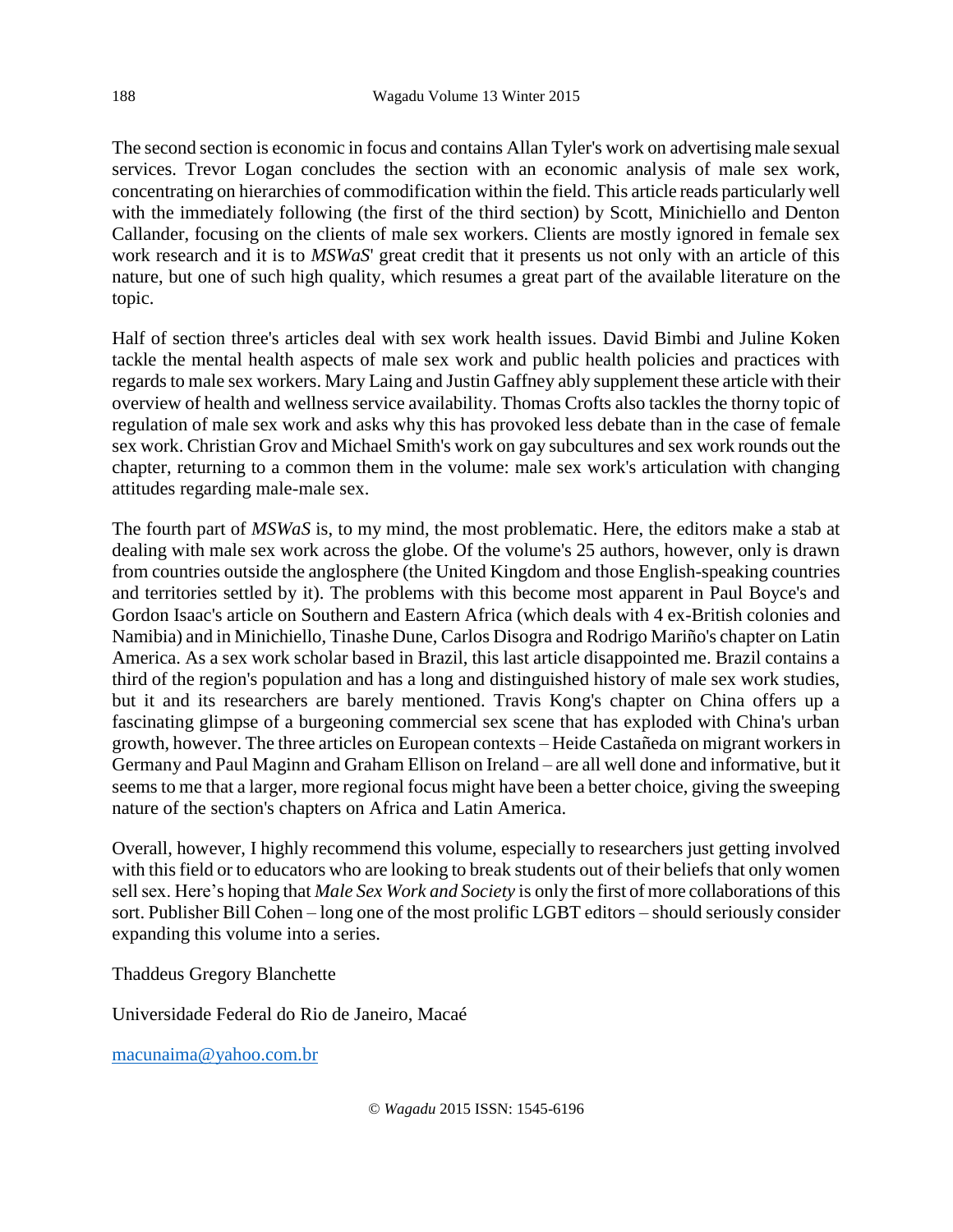The second section is economic in focus and contains Allan Tyler's work on advertising male sexual services. Trevor Logan concludes the section with an economic analysis of male sex work, concentrating on hierarchies of commodification within the field. This article reads particularly well with the immediately following (the first of the third section) by Scott, Minichiello and Denton Callander, focusing on the clients of male sex workers. Clients are mostly ignored in female sex work research and it is to *MSWaS*' great credit that it presents us not only with an article of this nature, but one of such high quality, which resumes a great part of the available literature on the topic.

Half of section three's articles deal with sex work health issues. David Bimbi and Juline Koken tackle the mental health aspects of male sex work and public health policies and practices with regards to male sex workers. Mary Laing and Justin Gaffney ably supplement these article with their overview of health and wellness service availability. Thomas Crofts also tackles the thorny topic of regulation of male sex work and asks why this has provoked less debate than in the case of female sex work. Christian Grov and Michael Smith's work on gay subcultures and sex work rounds out the chapter, returning to a common them in the volume: male sex work's articulation with changing attitudes regarding male-male sex.

The fourth part of *MSWaS* is, to my mind, the most problematic. Here, the editors make a stab at dealing with male sex work across the globe. Of the volume's 25 authors, however, only is drawn from countries outside the anglosphere (the United Kingdom and those English-speaking countries and territories settled by it). The problems with this become most apparent in Paul Boyce's and Gordon Isaac's article on Southern and Eastern Africa (which deals with 4 ex-British colonies and Namibia) and in Minichiello, Tinashe Dune, Carlos Disogra and Rodrigo Mariño's chapter on Latin America. As a sex work scholar based in Brazil, this last article disappointed me. Brazil contains a third of the region's population and has a long and distinguished history of male sex work studies, but it and its researchers are barely mentioned. Travis Kong's chapter on China offers up a fascinating glimpse of a burgeoning commercial sex scene that has exploded with China's urban growth, however. The three articles on European contexts – Heide Castañeda on migrant workers in Germany and Paul Maginn and Graham Ellison on Ireland – are all well done and informative, but it seems to me that a larger, more regional focus might have been a better choice, giving the sweeping nature of the section's chapters on Africa and Latin America.

Overall, however, I highly recommend this volume, especially to researchers just getting involved with this field or to educators who are looking to break students out of their beliefs that only women sell sex. Here's hoping that *Male Sex Work and Society* is only the first of more collaborations of this sort. Publisher Bill Cohen – long one of the most prolific LGBT editors – should seriously consider expanding this volume into a series.

Thaddeus Gregory Blanchette

Universidade Federal do Rio de Janeiro, Macaé

macunaima@yahoo.com.br